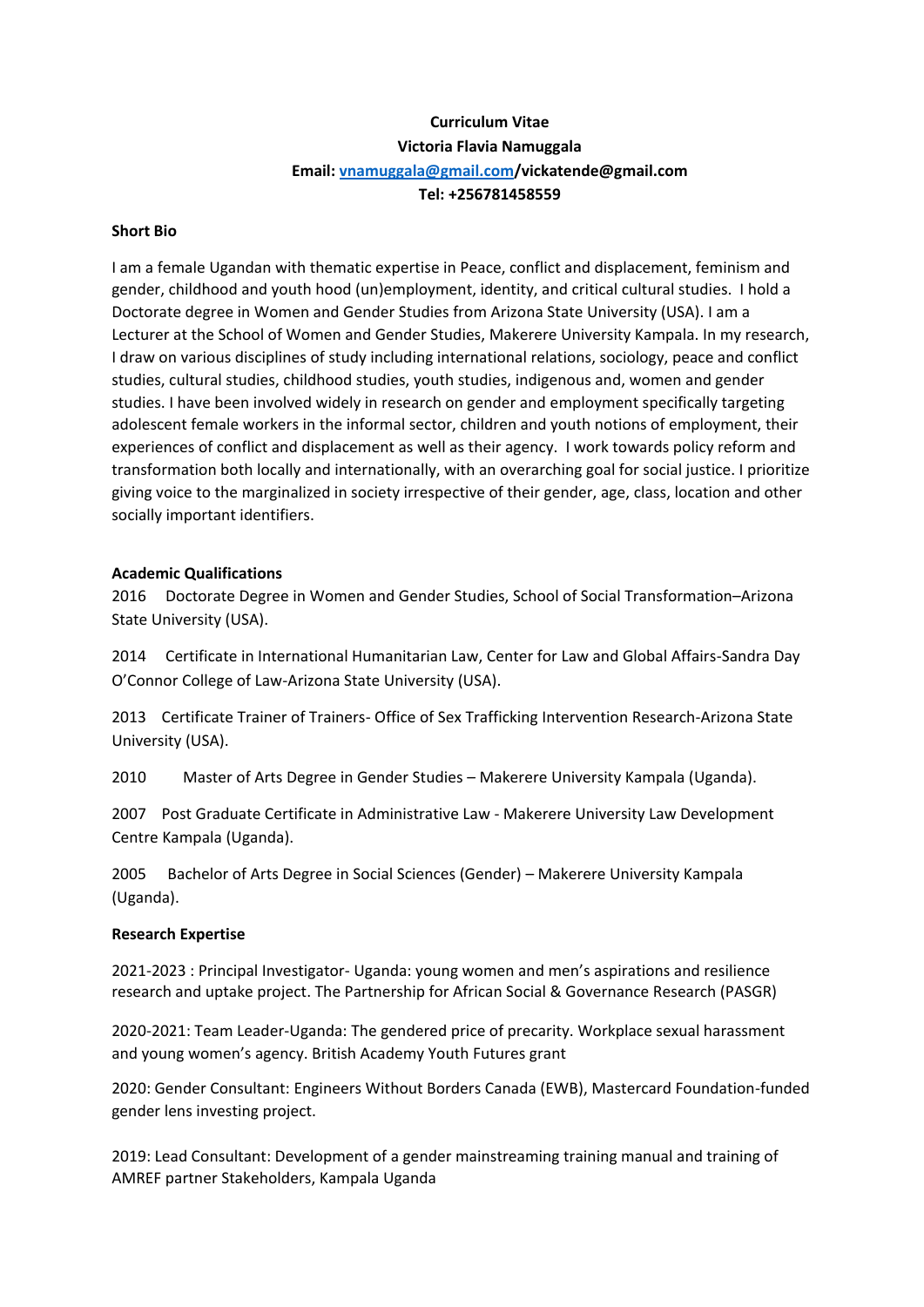**Curriculum Vitae**

**Victoria Flavia Namuggala**

**Email: [vnamuggala@gmail.com](mailto:vnamuggala@gmail.com)/vickatende@gmail.com**

**Tel: +256781458559**

**Short Bio**

I am a female Ugandan with thematic expertise in Peace, conflict and displacement, feminism and gender, childhood and youth hood (un)employment, identity, and critical cultural studies. I hold a Doctorate degree in Women and Gender Studies from Arizona State University (USA). I am a Lecturer at the School of Women and Gender Studies, Makerere University Kampala. In my research, I draw on various disciplines of study including international relations, sociology, peace and conflict studies, cultural studies, childhood studies, youth studies, indigenous and, women and gender studies. I have been involved widely in research on gender and employment specifically targeting adolescent female workers in the informal sector, children and youth notions of employment, their experiences of conflict and displacement as well as their agency. I work towards policy reform and transformation both locally and internationally, with an overarching goal for social justice. I prioritize giving voice to the marginalized in society irrespective of their gender, age, class, location and other socially important identifiers.

**Academic Qualifications**

2016 Doctorate Degree in Women and Gender Studies, School of Social Transformation–Arizona State University (USA).

2014 Certificate in International Humanitarian Law, Center for Law and Global Affairs-Sandra Day O'Connor College of Law-Arizona State University (USA).

2013 Certificate Trainer of Trainers- Office of Sex Trafficking Intervention Research-Arizona State University (USA).

2010 Master of Arts Degree in Gender Studies – Makerere University Kampala (Uganda).

2007 Post Graduate Certificate in Administrative Law - Makerere University Law Development Centre Kampala (Uganda).

2005 Bachelor of Arts Degree in Social Sciences (Gender) – Makerere University Kampala (Uganda).

**Research Expertise**

2021-2023 : Principal Investigator- Uganda: young women and men's aspirations and resilience research and uptake project. The Partnership for African Social & Governance Research (PASGR)

2020-2021: Team Leader-Uganda: The gendered price of precarity. Workplace sexual harassment and young women's agency. British Academy Youth Futures grant

2020: Gender Consultant: Engineers Without Borders Canada (EWB), Mastercard Foundation-funded gender lens investing project.

2019: Lead Consultant: Development of a gender mainstreaming training manual and training of AMREF partner Stakeholders, Kampala Uganda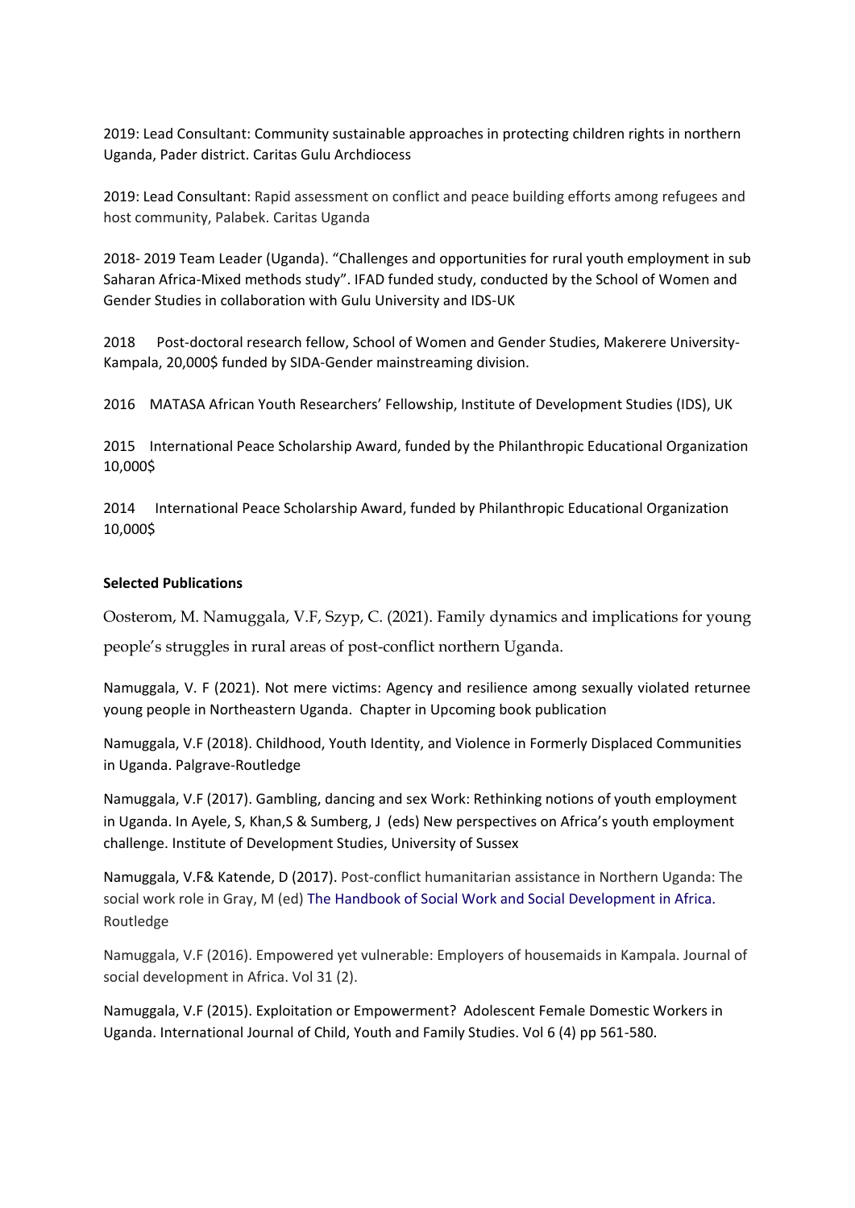2019: Lead Consultant: Community sustainable approaches in protecting children rights in northern Uganda, Pader district. Caritas Gulu Archdiocess

2019: Lead Consultant: Rapid assessment on conflict and peace building efforts among refugees and host community, Palabek. Caritas Uganda

2018- 2019 Team Leader (Uganda). "Challenges and opportunities for rural youth employment in sub Saharan Africa-Mixed methods study". IFAD funded study, conducted by the School of Women and Gender Studies in collaboration with Gulu University and IDS-UK

2018 Post-doctoral research fellow, School of Women and Gender Studies, Makerere University-Kampala, 20,000$ funded by SIDA-Gender mainstreaming division.

2016 MATASA African Youth Researchers' Fellowship, Institute of Development Studies (IDS), UK

2015 International Peace Scholarship Award, funded by the Philanthropic Educational Organization 10,000$

2014 International Peace Scholarship Award, funded by Philanthropic Educational Organization 10,000$

**Selected Publications**

Oosterom, M. Namuggala, V.F, Szyp, C. (2021). Family dynamics and implications for young people's struggles in rural areas of post-conflict northern Uganda.

Namuggala, V. F (2021). Not mere victims: Agency and resilience among sexually violated returnee young people in Northeastern Uganda. Chapter in Upcoming book publication

Namuggala, V.F (2018). Childhood, Youth Identity, and Violence in Formerly Displaced Communities in Uganda. Palgrave-Routledge

Namuggala, V.F (2017). Gambling, dancing and sex Work: Rethinking notions of youth employment in Uganda. In Ayele, S, Khan,S & Sumberg, J (eds) New perspectives on Africa's youth employment challenge. Institute of Development Studies, University of Sussex

Namuggala, V.F& Katende, D (2017). Post-conflict humanitarian assistance in Northern Uganda: The social work role in Gray, M (ed) The Handbook of Social Work and Social Development in Africa. Routledge

Namuggala, V.F (2016). Empowered yet vulnerable: Employers of housemaids in Kampala. Journal of social development in Africa. Vol 31 (2).

Namuggala, V.F (2015). Exploitation or Empowerment? Adolescent Female Domestic Workers in Uganda. International Journal of Child, Youth and Family Studies. Vol 6 (4) pp 561-580.